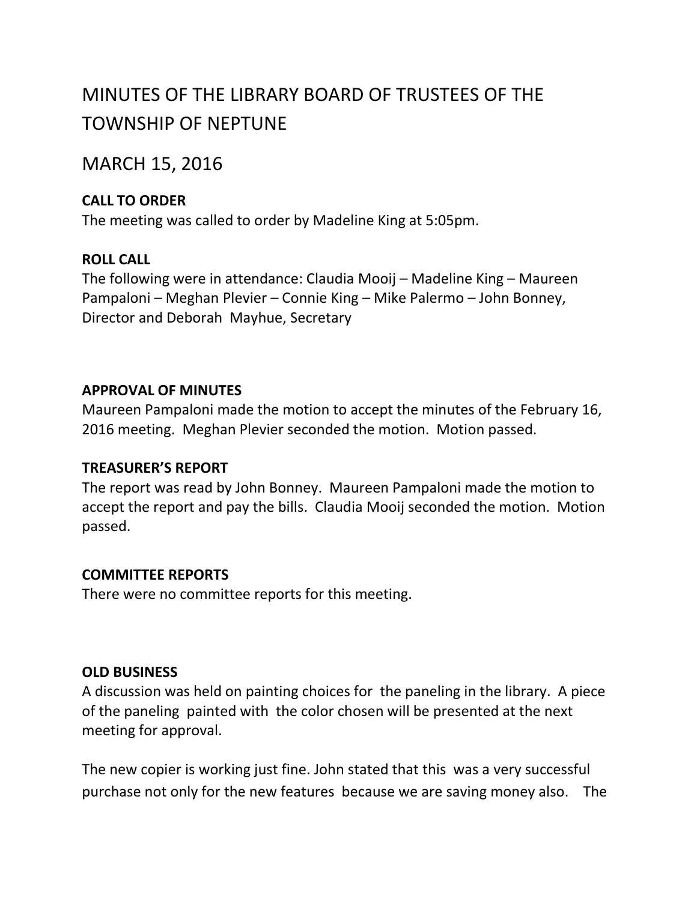# MINUTES OF THE LIBRARY BOARD OF TRUSTEES OF THE TOWNSHIP OF NEPTUNE

## MARCH 15, 2016

**CALL TO ORDER**
The meeting was called to order by Madeline King at 5:05pm.

**ROLL CALL**
The following were in attendance: Claudia Mooij – Madeline King – Maureen Pampaloni – Meghan Plevier – Connie King – Mike Palermo – John Bonney, Director and Deborah Mayhue, Secretary

**APPROVAL OF MINUTES**
Maureen Pampaloni made the motion to accept the minutes of the February 16, 2016 meeting. Meghan Plevier seconded the motion. Motion passed.

**TREASURER'S REPORT**
The report was read by John Bonney. Maureen Pampaloni made the motion to accept the report and pay the bills. Claudia Mooij seconded the motion. Motion passed.

**COMMITTEE REPORTS**
There were no committee reports for this meeting.

**OLD BUSINESS**
A discussion was held on painting choices for the paneling in the library. A piece of the paneling painted with the color chosen will be presented at the next meeting for approval.

The new copier is working just fine. John stated that this was a very successful purchase not only for the new features because we are saving money also. The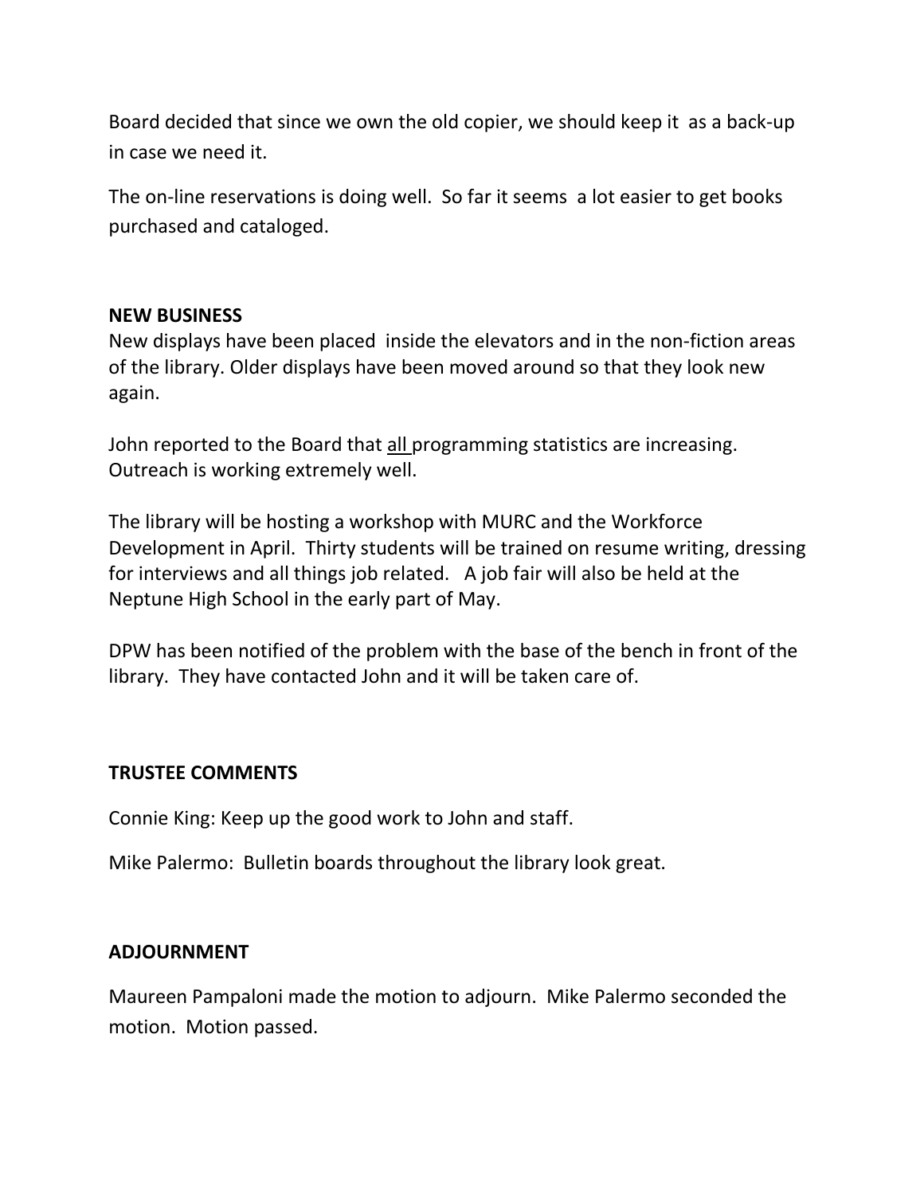Board decided that since we own the old copier, we should keep it as a back-up in case we need it.

The on-line reservations is doing well. So far it seems a lot easier to get books purchased and cataloged.

**NEW BUSINESS**

New displays have been placed inside the elevators and in the non-fiction areas of the library. Older displays have been moved around so that they look new again.

John reported to the Board that <u>all</u> programming statistics are increasing. Outreach is working extremely well.

The library will be hosting a workshop with MURC and the Workforce Development in April. Thirty students will be trained on resume writing, dressing for interviews and all things job related. A job fair will also be held at the Neptune High School in the early part of May.

DPW has been notified of the problem with the base of the bench in front of the library. They have contacted John and it will be taken care of.

**TRUSTEE COMMENTS**

Connie King: Keep up the good work to John and staff.

Mike Palermo: Bulletin boards throughout the library look great.

**ADJOURNMENT**

Maureen Pampaloni made the motion to adjourn. Mike Palermo seconded the motion. Motion passed.